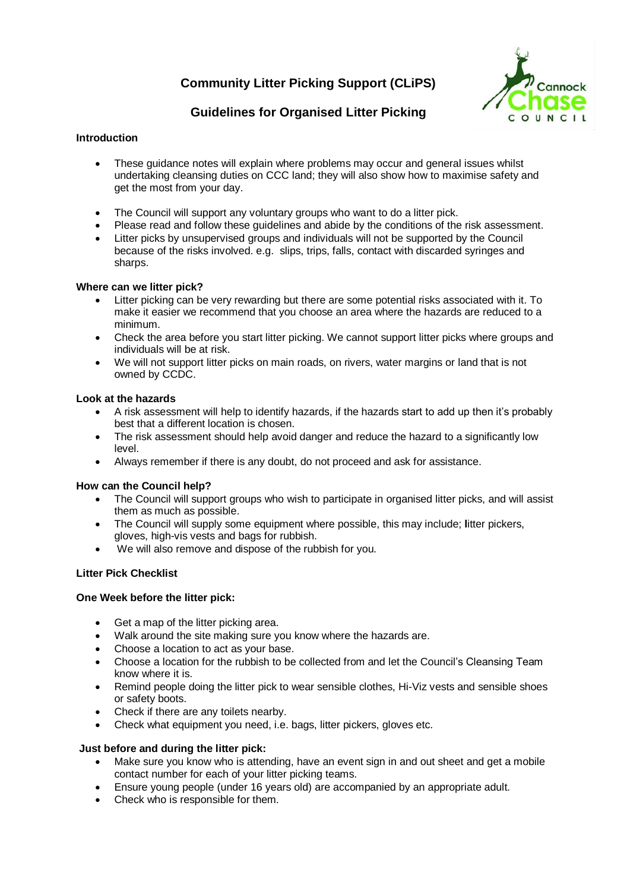# Community Litter Picking Support (CLiPS)

## Guidelines for Organised Litter Picking

**Introduction**

- These guidance notes will explain where problems may occur and general issues whilst undertaking cleansing duties on CCC land; they will also show how to maximise safety and get the most from your day.

- The Council will support any voluntary groups who want to do a litter pick.
- Please read and follow these guidelines and abide by the conditions of the risk assessment.
- Litter picks by unsupervised groups and individuals will not be supported by the Council because of the risks involved. e.g. slips, trips, falls, contact with discarded syringes and sharps.

**Where can we litter pick?**

- Litter picking can be very rewarding but there are some potential risks associated with it. To make it easier we recommend that you choose an area where the hazards are reduced to a minimum.
- Check the area before you start litter picking. We cannot support litter picks where groups and individuals will be at risk.
- We will not support litter picks on main roads, on rivers, water margins or land that is not owned by CCDC.

**Look at the hazards**

- A risk assessment will help to identify hazards, if the hazards start to add up then it's probably best that a different location is chosen.
- The risk assessment should help avoid danger and reduce the hazard to a significantly low level.
- Always remember if there is any doubt, do not proceed and ask for assistance.

**How can the Council help?**

- The Council will support groups who wish to participate in organised litter picks, and will assist them as much as possible.
- The Council will supply some equipment where possible, this may include; litter pickers, gloves, high-vis vests and bags for rubbish.
- We will also remove and dispose of the rubbish for you.

**Litter Pick Checklist**

**One Week before the litter pick:**

- Get a map of the litter picking area.
- Walk around the site making sure you know where the hazards are.
- Choose a location to act as your base.
- Choose a location for the rubbish to be collected from and let the Council's Cleansing Team know where it is.
- Remind people doing the litter pick to wear sensible clothes, Hi-Viz vests and sensible shoes or safety boots.
- Check if there are any toilets nearby.
- Check what equipment you need, i.e. bags, litter pickers, gloves etc.

**Just before and during the litter pick:**

- Make sure you know who is attending, have an event sign in and out sheet and get a mobile contact number for each of your litter picking teams.
- Ensure young people (under 16 years old) are accompanied by an appropriate adult.
- Check who is responsible for them.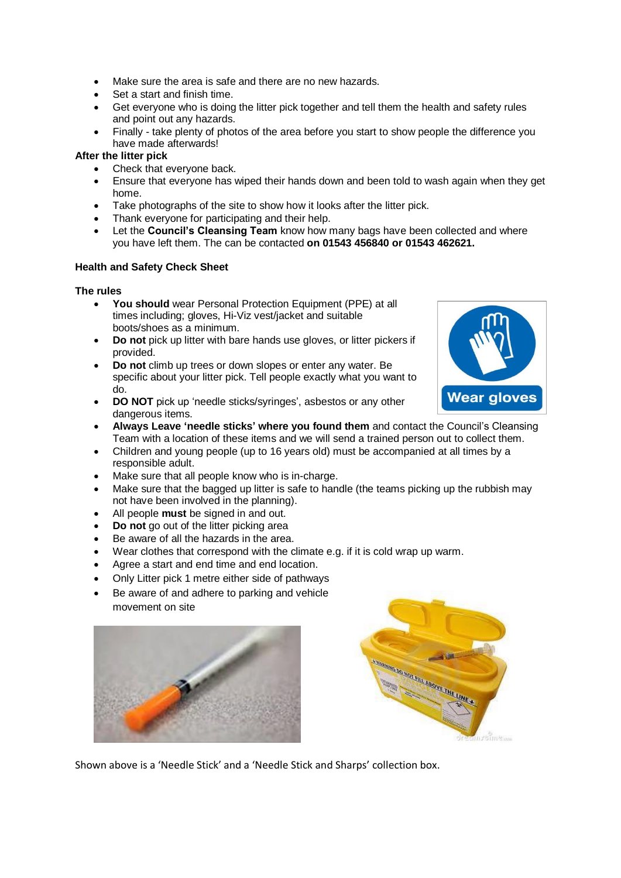- Make sure the area is safe and there are no new hazards.
- Set a start and finish time.
- Get everyone who is doing the litter pick together and tell them the health and safety rules and point out any hazards.
- Finally - take plenty of photos of the area before you start to show people the difference you have made afterwards!

**After the litter pick**

- Check that everyone back.
- Ensure that everyone has wiped their hands down and been told to wash again when they get home.
- Take photographs of the site to show how it looks after the litter pick.
- Thank everyone for participating and their help.
- Let the **Council's Cleansing Team** know how many bags have been collected and where you have left them. The can be contacted **on 01543 456840 or 01543 462621.**

**Health and Safety Check Sheet**

**The rules**

- **You should** wear Personal Protection Equipment (PPE) at all times including; gloves, Hi-Viz vest/jacket and suitable boots/shoes as a minimum.
- **Do not** pick up litter with bare hands use gloves, or litter pickers if provided.
- **Do not** climb up trees or down slopes or enter any water. Be specific about your litter pick. Tell people exactly what you want to do.
- **DO NOT** pick up 'needle sticks/syringes', asbestos or any other dangerous items.
- **Always Leave 'needle sticks' where you found them** and contact the Council's Cleansing Team with a location of these items and we will send a trained person out to collect them.
- Children and young people (up to 16 years old) must be accompanied at all times by a responsible adult.
- Make sure that all people know who is in-charge.
- Make sure that the bagged up litter is safe to handle (the teams picking up the rubbish may not have been involved in the planning).
- All people **must** be signed in and out.
- **Do not** go out of the litter picking area
- Be aware of all the hazards in the area.
- Wear clothes that correspond with the climate e.g. if it is cold wrap up warm.
- Agree a start and end time and end location.
- Only Litter pick 1 metre either side of pathways
- Be aware of and adhere to parking and vehicle movement on site

Wear gloves

Shown above is a 'Needle Stick' and a 'Needle Stick and Sharps' collection box.